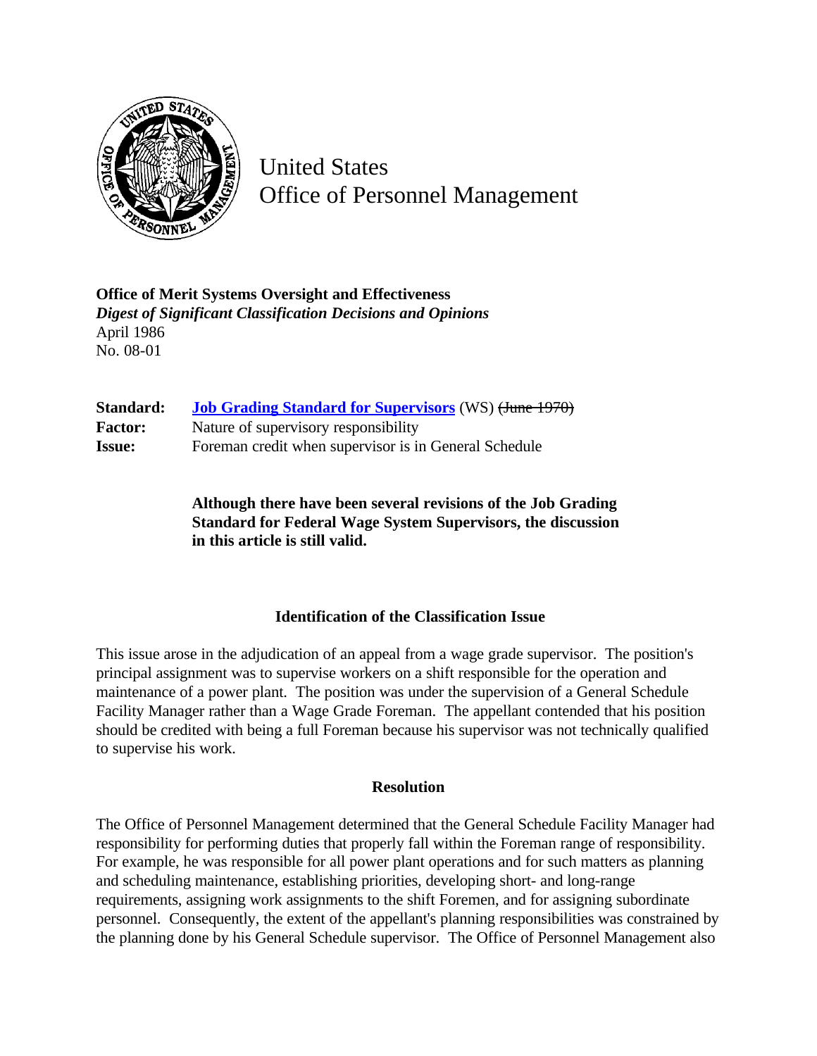United States
Office of Personnel Management

**Office of Merit Systems Oversight and Effectiveness**
***Digest of Significant Classification Decisions and Opinions***
April 1986
No. 08-01

| | |
|---|---|
| **Standard:** | **Job Grading Standard for Supervisors** (WS) ~~(June 1970)~~ |
| **Factor:** | Nature of supervisory responsibility |
| **Issue:** | Foreman credit when supervisor is in General Schedule |

**Although there have been several revisions of the Job Grading Standard for Federal Wage System Supervisors, the discussion in this article is still valid.**

## Identification of the Classification Issue

This issue arose in the adjudication of an appeal from a wage grade supervisor. The position's principal assignment was to supervise workers on a shift responsible for the operation and maintenance of a power plant. The position was under the supervision of a General Schedule Facility Manager rather than a Wage Grade Foreman. The appellant contended that his position should be credited with being a full Foreman because his supervisor was not technically qualified to supervise his work.

## Resolution

The Office of Personnel Management determined that the General Schedule Facility Manager had responsibility for performing duties that properly fall within the Foreman range of responsibility. For example, he was responsible for all power plant operations and for such matters as planning and scheduling maintenance, establishing priorities, developing short- and long-range requirements, assigning work assignments to the shift Foremen, and for assigning subordinate personnel. Consequently, the extent of the appellant's planning responsibilities was constrained by the planning done by his General Schedule supervisor. The Office of Personnel Management also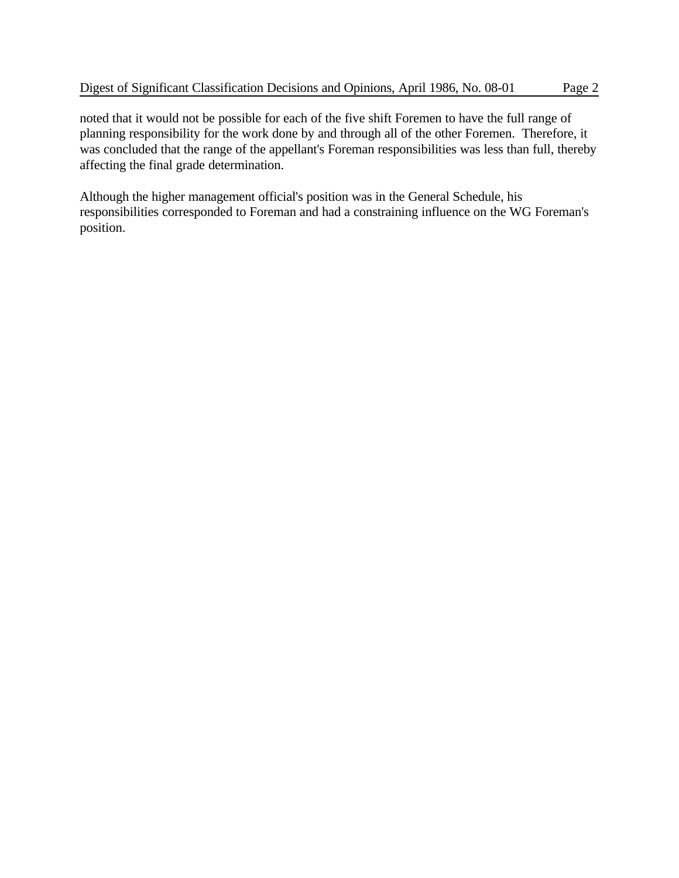noted that it would not be possible for each of the five shift Foremen to have the full range of planning responsibility for the work done by and through all of the other Foremen. Therefore, it was concluded that the range of the appellant's Foreman responsibilities was less than full, thereby affecting the final grade determination.

Although the higher management official's position was in the General Schedule, his responsibilities corresponded to Foreman and had a constraining influence on the WG Foreman's position.